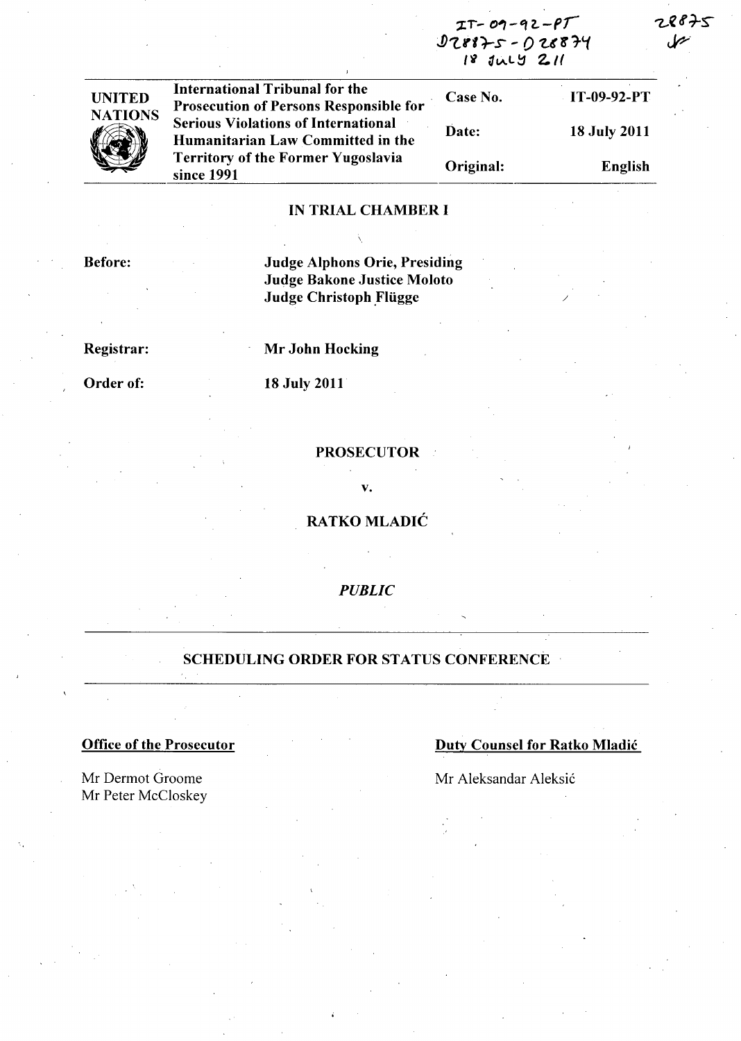IT-09-92-PT
D28875 - D28874
18 JULY 2011

28875

| UNITED NATIONS | International Tribunal for the Prosecution of Persons Responsible for Serious Violations of International Humanitarian Law Committed in the Territory of the Former Yugoslavia since 1991 | Case No. | IT-09-92-PT |
|---|---|---|---|
| | | Date: | 18 July 2011 |
| | | Original: | English |

**IN TRIAL CHAMBER I**

**Before:** **Judge Alphons Orie, Presiding**
**Judge Bakone Justice Moloto**
**Judge Christoph Flügge**

**Registrar:** **Mr John Hocking**

**Order of:** **18 July 2011**

**PROSECUTOR**

**v.**

**RATKO MLADIĆ**

*PUBLIC*

**SCHEDULING ORDER FOR STATUS CONFERENCE**

**Office of the Prosecutor**

Mr Dermot Groome
Mr Peter McCloskey

**Duty Counsel for Ratko Mladić**

Mr Aleksandar Aleksić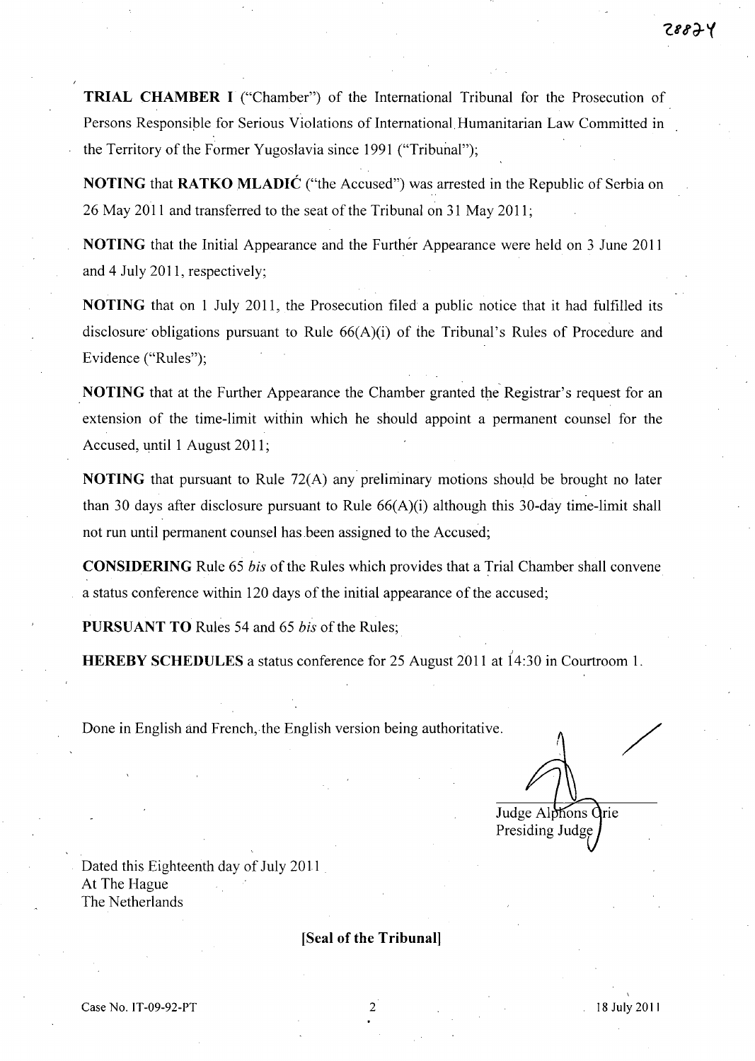**TRIAL CHAMBER I** ("Chamber") of the International Tribunal for the Prosecution of Persons Responsible for Serious Violations of International Humanitarian Law Committed in the Territory of the Former Yugoslavia since 1991 ("Tribunal");

**NOTING** that **RATKO MLADIĆ** ("the Accused") was arrested in the Republic of Serbia on 26 May 2011 and transferred to the seat of the Tribunal on 31 May 2011;

**NOTING** that the Initial Appearance and the Further Appearance were held on 3 June 2011 and 4 July 2011, respectively;

**NOTING** that on 1 July 2011, the Prosecution filed a public notice that it had fulfilled its disclosure obligations pursuant to Rule 66(A)(i) of the Tribunal's Rules of Procedure and Evidence ("Rules");

**NOTING** that at the Further Appearance the Chamber granted the Registrar's request for an extension of the time-limit within which he should appoint a permanent counsel for the Accused, until 1 August 2011;

**NOTING** that pursuant to Rule 72(A) any preliminary motions should be brought no later than 30 days after disclosure pursuant to Rule 66(A)(i) although this 30-day time-limit shall not run until permanent counsel has been assigned to the Accused;

**CONSIDERING** Rule 65 *bis* of the Rules which provides that a Trial Chamber shall convene a status conference within 120 days of the initial appearance of the accused;

**PURSUANT TO** Rules 54 and 65 *bis* of the Rules;

**HEREBY SCHEDULES** a status conference for 25 August 2011 at 14:30 in Courtroom 1.

Done in English and French, the English version being authoritative.

Judge Alphons Orie
Presiding Judge

Dated this Eighteenth day of July 2011
At The Hague
The Netherlands

**[Seal of the Tribunal]**